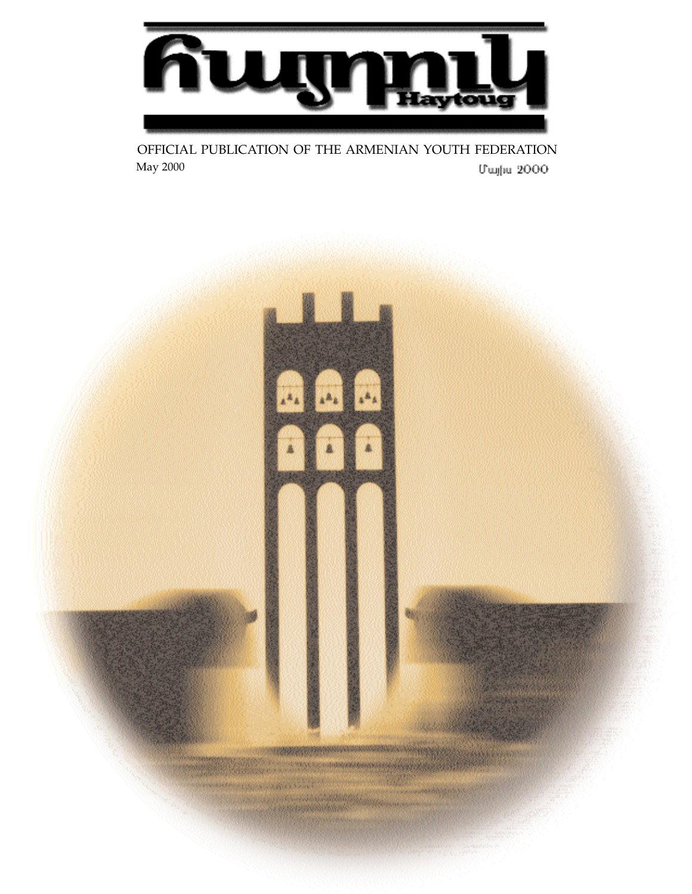# Հայդուկ

## Haytoug

OFFICIAL PUBLICATION OF THE ARMENIAN YOUTH FEDERATION

May 2000

Մայիս 2000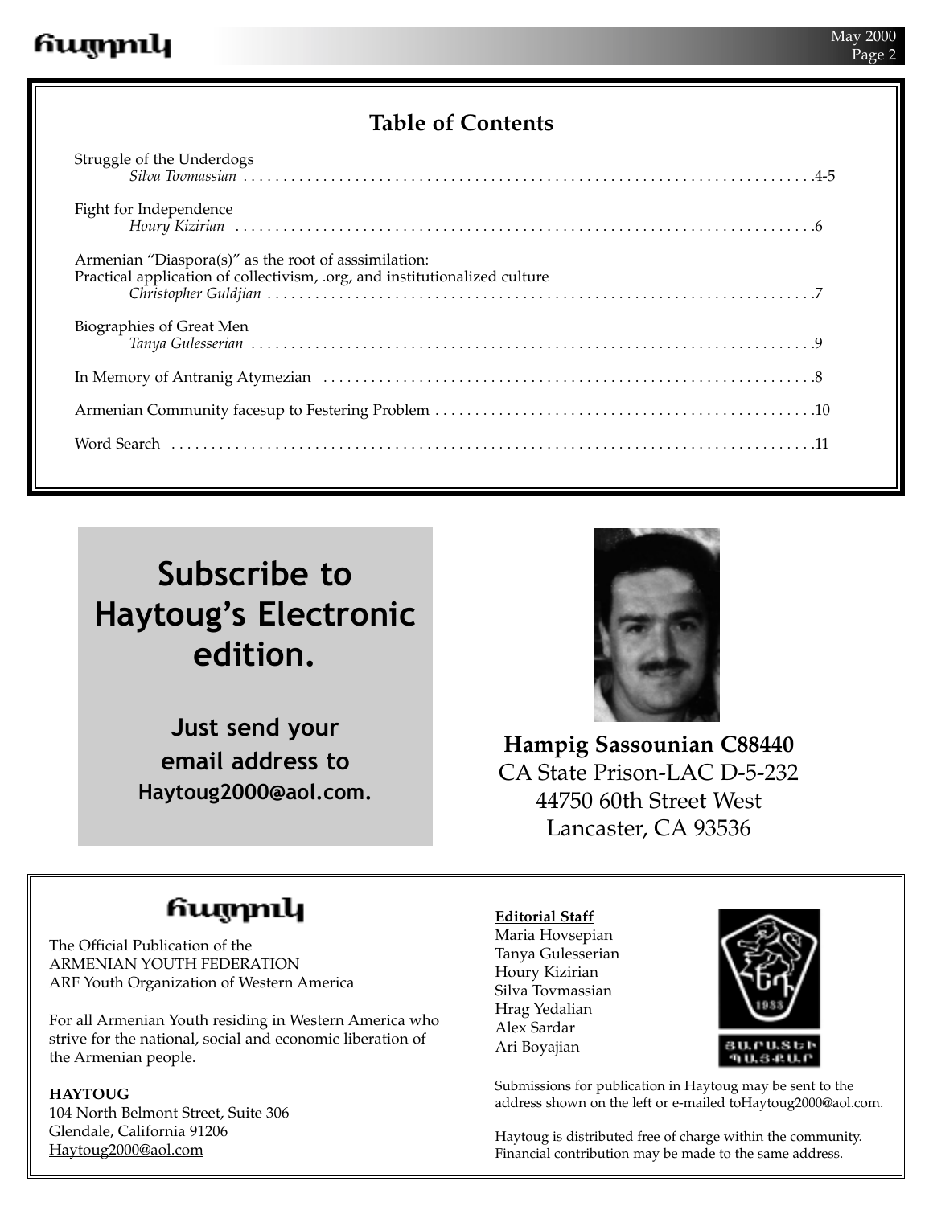## Table of Contents

Struggle of the Underdogs
*Silva Tovmassian* . . . . . . . . . . . . . . . . . . . . . . . . . . . . . . . . . . . . . . . . . . . . . . . . . . . . . . . . . . . . . . . . . . . . . . . . .4-5

Fight for Independence
*Houry Kizirian* . . . . . . . . . . . . . . . . . . . . . . . . . . . . . . . . . . . . . . . . . . . . . . . . . . . . . . . . . . . . . . . . . . . . . . . . .6

Armenian "Diaspora(s)" as the root of asssimilation:
Practical application of collectivism, .org, and institutionalized culture
*Christopher Guldjian* . . . . . . . . . . . . . . . . . . . . . . . . . . . . . . . . . . . . . . . . . . . . . . . . . . . . . . . . . . . . . . . . . . . .7

Biographies of Great Men
*Tanya Gulesserian* . . . . . . . . . . . . . . . . . . . . . . . . . . . . . . . . . . . . . . . . . . . . . . . . . . . . . . . . . . . . . . . . . . . . . .9

In Memory of Antranig Atymezian . . . . . . . . . . . . . . . . . . . . . . . . . . . . . . . . . . . . . . . . . . . . . . . . . . . . . . . . . . . . . .8

Armenian Community facesup to Festering Problem . . . . . . . . . . . . . . . . . . . . . . . . . . . . . . . . . . . . . . . . . . . . . . . .10

Word Search . . . . . . . . . . . . . . . . . . . . . . . . . . . . . . . . . . . . . . . . . . . . . . . . . . . . . . . . . . . . . . . . . . . . . . . . . . . .11

# Subscribe to Haytoug's Electronic edition.

**Just send your email address to**
**Haytoug2000@aol.com.**

**Hampig Sassounian C88440**
CA State Prison-LAC D-5-232
44750 60th Street West
Lancaster, CA 93536

## Հայդուկ

The Official Publication of the
ARMENIAN YOUTH FEDERATION
ARF Youth Organization of Western America

For all Armenian Youth residing in Western America who strive for the national, social and economic liberation of the Armenian people.

**HAYTOUG**
104 North Belmont Street, Suite 306
Glendale, California 91206
Haytoug2000@aol.com

**Editorial Staff**
Maria Hovsepian
Tanya Gulesserian
Houry Kizirian
Silva Tovmassian
Hrag Yedalian
Alex Sardar
Ari Boyajian

Submissions for publication in Haytoug may be sent to the address shown on the left or e-mailed toHaytoug2000@aol.com.

Haytoug is distributed free of charge within the community. Financial contribution may be made to the same address.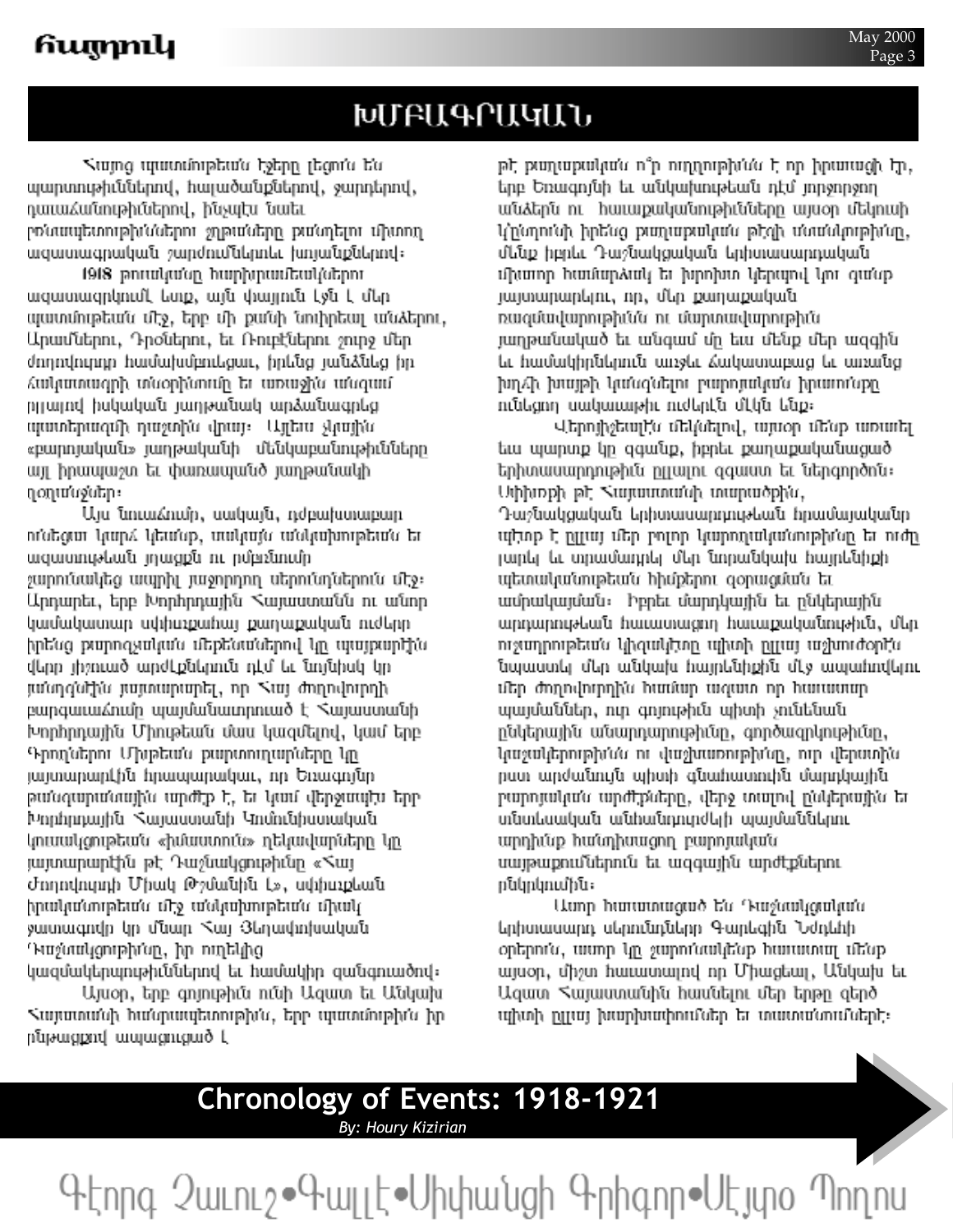# ԽՄԲԱԳՐԱԿԱՆ

Հայոց պատմութեան էջերը լեցուն են պարտութիւններով, հալածանքներով, ջարդերով, դաւաճանութիւններով, ինչպէս նաեւ բռնատէրութիւններու շղթաները քանդելու միտող ազատագրական շարժումներու եւ խոյանքներով։

1918 թուականը հարիւրամեակներու ազատագրելու նաւաք, այն փայլուն էջն է մեր պատմութեան մէջ, երբ մի քանի նուիրեալ անձերու, Արամներու, Դրօներու, եւ Ռուբէններու շուրջ մեր ժողովուրդը համախմբուեցաւ, իրենց յանձնեց իր ճակատագրի տնօրինումը եւ առաջին անգամ ըլլալով իսկական յաղթանակ արձանագրեց պատերազմի դաշտին վրայ։ Այնու ջնջին «քաղաքական» յաղթանակի մենեկաբանութիւնները այլ իրապաշտ եւ փառապանծ յաղթանակի ղօղանջներ։

Այս նուաճումը, սակայն, դժբախտաբար ունեցաւ կարճ կեանք, սակայն մնայուն մնալով պատմութեան եւ ազատութեան յուշքին ու ըմբռնում ջարդուելեց ապրիլ յաջորդող սերունդներուն մէջ։ Արդարեւ, երբ Խորհրդային Հայաստանն ու անոր կամակատար սփիւռքահայ քաղաքական ուժերը իրենց քարոզչական մեքենաներով կը պայքարէին վերը յիշուած արժէքներուն դէմ եւ նոյնիսկ կը յանդգնէին յայտարարել, որ Հայ ժողովուրդի բարգաւաճումը պայմանաւորուած է Հայաստանի Խորհրդային Միութեան մաս կազմելով, կամ երբ Գրողներու Միութեան քարտուղարները կը յայտարարէին հրապարակաւ, որ Եռագոյնը թանգարանային արժէք է, եւ կամ վերջապէս երբ Խորհրդային Հայաստանի Կոմունիստական կուսակցութեան «իմաստուն» ղեկավարները կը յայտարարէին թէ Դաշնակցութիւնը «Հայ Ժողովուրդի Միակ Թշնամին է», սփիւռքեան իրականութեան մէջ մնայունութեան միակ ջատագովը կը մնար Հայ Յեղափոխական Դաշնակցութիւնը, իր ողնեկից կազմակերպութիւններով եւ համակիր զանգուածով։

Այսօր, երբ գոյութիւն ունի Ազատ եւ Անկախ Հայաստանի հանրապետութիւն, երբ պատմութիւն իր ընթացքով ապացուցած է թէ քաղաքական ո՞ր ուղղութիւնն է որ իրաւացի էր, երբ Եռագոյնի եւ անկախութեան դէմ յորջորջող անձերն ու հատուածական կազմակերպութիւնները այսօր մեկուսի կ'ընդունին իրենց քաղաքական թէզի սնանկութիւնը, մենք իբրեւ Դաշնակցական երիտասարդական միութիւն համարձակ եւ խրոխտ կեցուածքով կու գանք յայտարարելու, որ, մեր քաղաքական ուղղամտութիւնն ու մաքրամտութիւնը յաղթանակած եւ անգամ մը եւս մենք մեր ազգին եւ համակիրներուն առջեւ ճակատաբաց եւ առանց խիղճի խայթի կանգնելու քարոզական իրաւունքը ունեցող սակաւաթիւ ուժերէն մէկն ենք։

Վերոյիշեալէն մեկնելով, այսօր մենք առաւել եւս պարտք կը զգանք, իբրեւ քաղաքականացած երիտասարդութիւն ըլլալու զգաստ եւ ներգործօն։ Սփիւռքի թէ Հայաստանի տարածքին, Դաշնակցական երիտասարդութեան հրամայականը պէտք է ըլլայ մեր բոլոր կարողականութիւնը եւ ուժը լարել եւ տրամադրել մեր նորանկախ հայրենիքի պետականութեան հիմքերու զօրացման եւ ամրակայման։ Իբրեւ մարդկային եւ ընկերային արդարութեան հաւատացող հաւաքականութիւն, մեր ուշադրութեան կիզակէտը պիտի ըլլայ աշխատիլ նպաստել մեր անկախ հայրենիքին մէջ ապահովելու մեր ժողովուրդին համար ազատ որ հաւասար պայմաններ, ուր գոյութիւն պիտի չունենան ընկերային անարդարութիւնը, գործազրկութիւնը, կաշառակերութիւնն ու փտախտութիւնը, ուր վերստին բասն արժանոյն պիտի գնահատուին մարդկային բարոյական արժէքները, վերջ տալով ընկերային եւ տնտեսական անհանդուրժելի պայմաններու արդիւնք հանդիսացող բարոյական սայթաքումներուն եւ ազգային արժէքներու ընկրկումին։

Ասոր համոզուած են Դաշնակցական երիտասարդ սերունդները Գարեգին Նժդեհի օրերուն, ասոր կը շարունակենք հաւատալ մենք այսօր, միշտ հաւատալով որ Միացեալ, Անկախ եւ Ազատ Հայաստանին հասնելու մեր երթը զերծ պիտի ըլլայ խարխափումներ եւ տատանումներէ։

## Chronology of Events: 1918-1921

*By: Houry Kizirian*

Գէորգ Չաւուշ•Գայլէ•Սիփանցի Գրիգոր•Սէյտօ Պողոս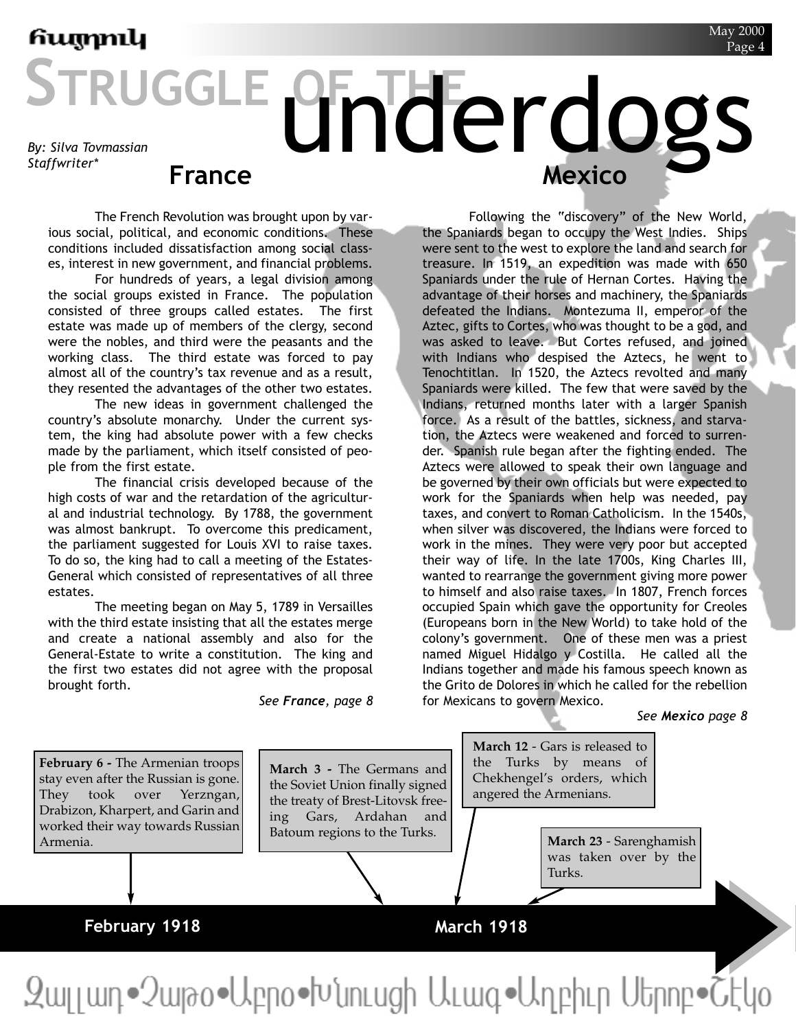# STRUGGLE OF THE underdogs

*By: Silva Tovmassian*
*Staffwriter**

## France

The French Revolution was brought upon by various social, political, and economic conditions. These conditions included dissatisfaction among social classes, interest in new government, and financial problems.

For hundreds of years, a legal division among the social groups existed in France. The population consisted of three groups called estates. The first estate was made up of members of the clergy, second were the nobles, and third were the peasants and the working class. The third estate was forced to pay almost all of the country's tax revenue and as a result, they resented the advantages of the other two estates.

The new ideas in government challenged the country's absolute monarchy. Under the current system, the king had absolute power with a few checks made by the parliament, which itself consisted of people from the first estate.

The financial crisis developed because of the high costs of war and the retardation of the agricultural and industrial technology. By 1788, the government was almost bankrupt. To overcome this predicament, the parliament suggested for Louis XVI to raise taxes. To do so, the king had to call a meeting of the Estates-General which consisted of representatives of all three estates.

The meeting began on May 5, 1789 in Versailles with the third estate insisting that all the estates merge and create a national assembly and also for the General-Estate to write a constitution. The king and the first two estates did not agree with the proposal brought forth.

*See **France**, page 8*

## Mexico

Following the "discovery" of the New World, the Spaniards began to occupy the West Indies. Ships were sent to the west to explore the land and search for treasure. In 1519, an expedition was made with 650 Spaniards under the rule of Hernan Cortes. Having the advantage of their horses and machinery, the Spaniards defeated the Indians. Montezuma II, emperor of the Aztec, gifts to Cortes, who was thought to be a god, and was asked to leave. But Cortes refused, and joined with Indians who despised the Aztecs, he went to Tenochtitlan. In 1520, the Aztecs revolted and many Spaniards were killed. The few that were saved by the Indians, returned months later with a larger Spanish force. As a result of the battles, sickness, and starvation, the Aztecs were weakened and forced to surrender. Spanish rule began after the fighting ended. The Aztecs were allowed to speak their own language and be governed by their own officials but were expected to work for the Spaniards when help was needed, pay taxes, and convert to Roman Catholicism. In the 1540s, when silver was discovered, the Indians were forced to work in the mines. They were very poor but accepted their way of life. In the late 1700s, King Charles III, wanted to rearrange the government giving more power to himself and also raise taxes. In 1807, French forces occupied Spain which gave the opportunity for Creoles (Europeans born in the New World) to take hold of the colony's government. One of these men was a priest named Miguel Hidalgo y Costilla. He called all the Indians together and made his famous speech known as the Grito de Dolores in which he called for the rebellion for Mexicans to govern Mexico.

*See **Mexico** page 8*

---

**February 1918**

**February 6 -** The Armenian troops stay even after the Russian is gone. They took over Yerzngan, Drabizon, Kharpert, and Garin and worked their way towards Russian Armenia.

**March 1918**

**March 3 -** The Germans and the Soviet Union finally signed the treaty of Brest-Litovsk freeing Gars, Ardahan and Batoum regions to the Turks.

**March 12** - Gars is released to the Turks by means of Chekhengel's orders, which angered the Armenians.

**March 23** - Sarenghamish was taken over by the Turks.

Զալլար•Չարթօ•Աբրօ•Խնուսցի Աւազ•Աղբիւր Սերոբ•Ճէկօ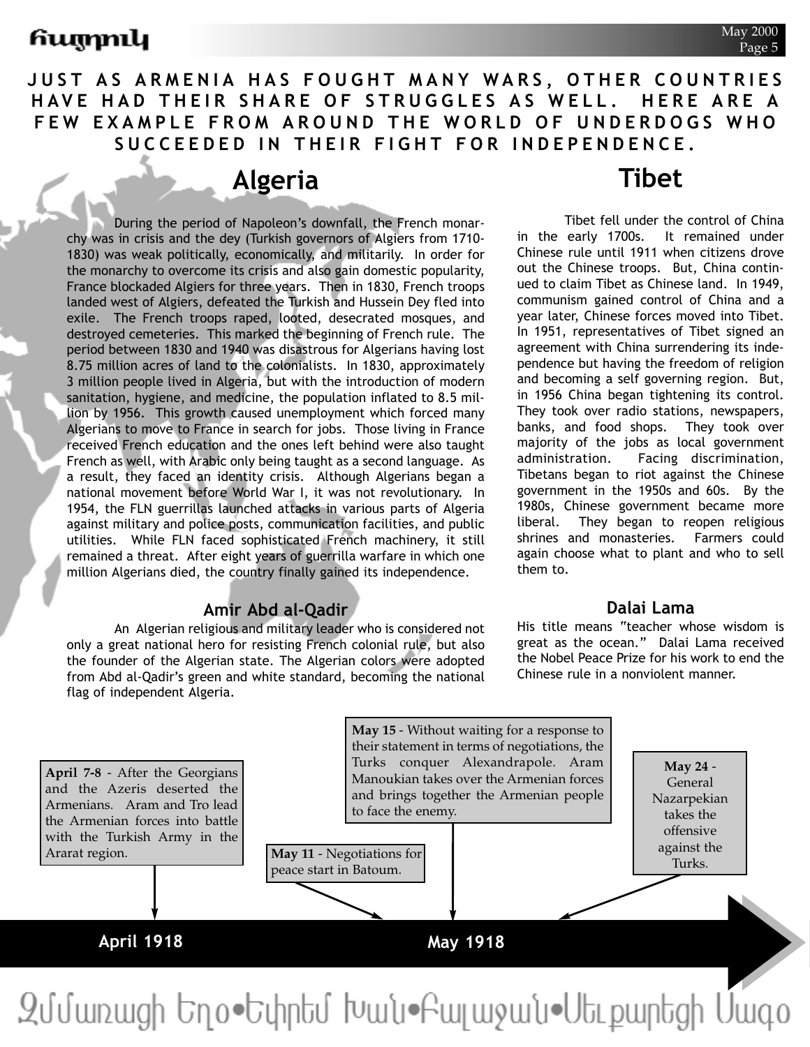**JUST AS ARMENIA HAS FOUGHT MANY WARS, OTHER COUNTRIES HAVE HAD THEIR SHARE OF STRUGGLES AS WELL. HERE ARE A FEW EXAMPLE FROM AROUND THE WORLD OF UNDERDOGS WHO SUCCEEDED IN THEIR FIGHT FOR INDEPENDENCE.**

# Algeria

During the period of Napoleon's downfall, the French monarchy was in crisis and the dey (Turkish governors of Algiers from 1710-1830) was weak politically, economically, and militarily. In order for the monarchy to overcome its crisis and also gain domestic popularity, France blockaded Algiers for three years. Then in 1830, French troops landed west of Algiers, defeated the Turkish and Hussein Dey fled into exile. The French troops raped, looted, desecrated mosques, and destroyed cemeteries. This marked the beginning of French rule. The period between 1830 and 1940 was disastrous for Algerians having lost 8.75 million acres of land to the colonialists. In 1830, approximately 3 million people lived in Algeria, but with the introduction of modern sanitation, hygiene, and medicine, the population inflated to 8.5 million by 1956. This growth caused unemployment which forced many Algerians to move to France in search for jobs. Those living in France received French education and the ones left behind were also taught French as well, with Arabic only being taught as a second language. As a result, they faced an identity crisis. Although Algerians began a national movement before World War I, it was not revolutionary. In 1954, the FLN guerrillas launched attacks in various parts of Algeria against military and police posts, communication facilities, and public utilities. While FLN faced sophisticated French machinery, it still remained a threat. After eight years of guerrilla warfare in which one million Algerians died, the country finally gained its independence.

### Amir Abd al-Qadir

An Algerian religious and military leader who is considered not only a great national hero for resisting French colonial rule, but also the founder of the Algerian state. The Algerian colors were adopted from Abd al-Qadir's green and white standard, becoming the national flag of independent Algeria.

# Tibet

Tibet fell under the control of China in the early 1700s. It remained under Chinese rule until 1911 when citizens drove out the Chinese troops. But, China continued to claim Tibet as Chinese land. In 1949, communism gained control of China and a year later, Chinese forces moved into Tibet. In 1951, representatives of Tibet signed an agreement with China surrendering its independence but having the freedom of religion and becoming a self governing region. But, in 1956 China began tightening its control. They took over radio stations, newspapers, banks, and food shops. They took over majority of the jobs as local government administration. Facing discrimination, Tibetans began to riot against the Chinese government in the 1950s and 60s. By the 1980s, Chinese government became more liberal. They began to reopen religious shrines and monasteries. Farmers could again choose what to plant and who to sell them to.

### Dalai Lama

His title means "teacher whose wisdom is great as the ocean." Dalai Lama received the Nobel Peace Prize for his work to end the Chinese rule in a nonviolent manner.

**April 7-8** - After the Georgians and the Azeris deserted the Armenians. Aram and Tro lead the Armenian forces into battle with the Turkish Army in the Ararat region.

**May 11** - Negotiations for peace start in Batoum.

**May 15** - Without waiting for a response to their statement in terms of negotiations, the Turks conquer Alexandrapole. Aram Manoukian takes over the Armenian forces and brings together the Armenian people to face the enemy.

**May 24** - General Nazarpekian takes the offensive against the Turks.

**April 1918** — **May 1918**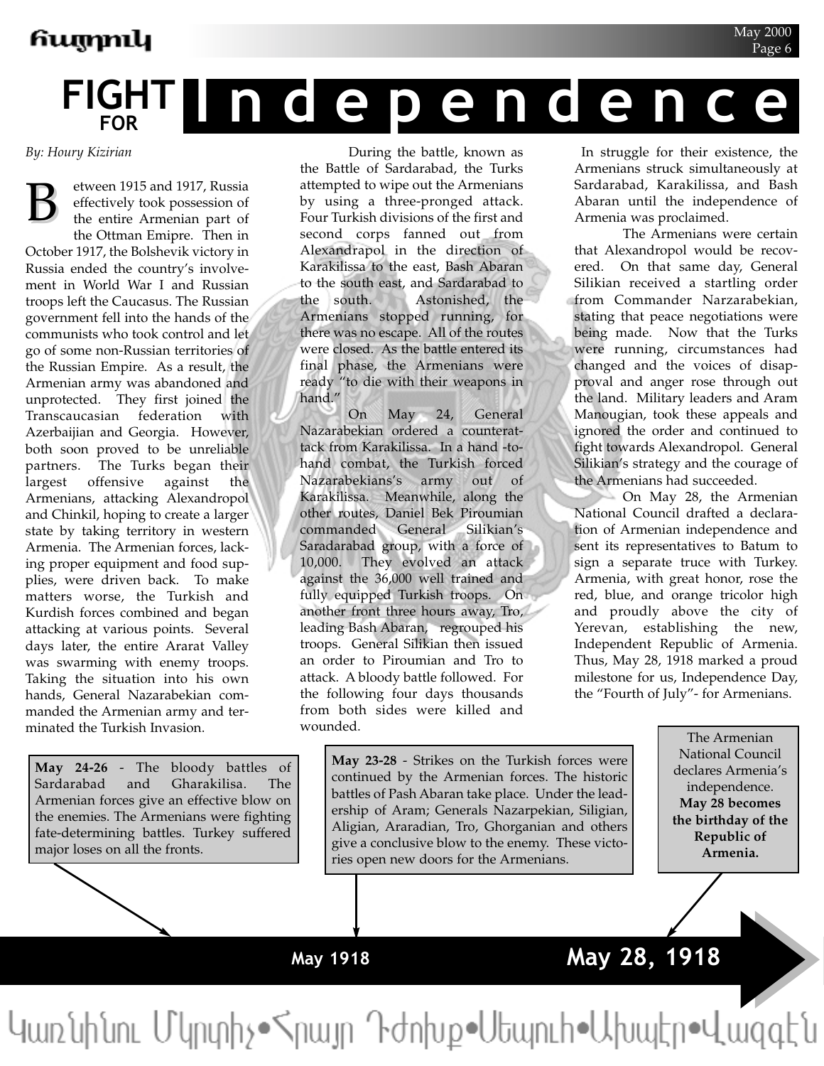# FIGHT FOR Independence

*By: Houry Kizirian*

Between 1915 and 1917, Russia effectively took possession of the entire Armenian part of the Ottman Emipre. Then in October 1917, the Bolshevik victory in Russia ended the country's involvement in World War I and Russian troops left the Caucasus. The Russian government fell into the hands of the communists who took control and let go of some non-Russian territories of the Russian Empire. As a result, the Armenian army was abandoned and unprotected. They first joined the Transcaucasian federation with Azerbaijian and Georgia. However, both soon proved to be unreliable partners. The Turks began their largest offensive against the Armenians, attacking Alexandropol and Chinkil, hoping to create a larger state by taking territory in western Armenia. The Armenian forces, lacking proper equipment and food supplies, were driven back. To make matters worse, the Turkish and Kurdish forces combined and began attacking at various points. Several days later, the entire Ararat Valley was swarming with enemy troops. Taking the situation into his own hands, General Nazarabekian commanded the Armenian army and terminated the Turkish Invasion.

During the battle, known as the Battle of Sardarabad, the Turks attempted to wipe out the Armenians by using a three-pronged attack. Four Turkish divisions of the first and second corps fanned out from Alexandrapol in the direction of Karakilissa to the east, Bash Abaran to the south east, and Sardarabad to the south. Astonished, the Armenians stopped running, for there was no escape. All of the routes were closed. As the battle entered its final phase, the Armenians were ready "to die with their weapons in hand."

On May 24, General Nazarabekian ordered a counterattack from Karakilissa. In a hand -to-hand combat, the Turkish forced Nazarabekians's army out of Karakilissa. Meanwhile, along the other routes, Daniel Bek Piroumian commanded General Silikian's Saradarabad group, with a force of 10,000. They evolved an attack against the 36,000 well trained and fully equipped Turkish troops. On another front three hours away, Tro, leading Bash Abaran, regrouped his troops. General Silikian then issued an order to Piroumian and Tro to attack. A bloody battle followed. For the following four days thousands from both sides were killed and wounded.

In struggle for their existence, the Armenians struck simultaneously at Sardarabad, Karakilissa, and Bash Abaran until the independence of Armenia was proclaimed.

The Armenians were certain that Alexandropol would be recovered. On that same day, General Silikian received a startling order from Commander Narzarabekian, stating that peace negotiations were being made. Now that the Turks were running, circumstances had changed and the voices of disapproval and anger rose through out the land. Military leaders and Aram Manougian, took these appeals and ignored the order and continued to fight towards Alexandropol. General Silikian's strategy and the courage of the Armenians had succeeded.

On May 28, the Armenian National Council drafted a declaration of Armenian independence and sent its representatives to Batum to sign a separate truce with Turkey. Armenia, with great honor, rose the red, blue, and orange tricolor high and proudly above the city of Yerevan, establishing the new, Independent Republic of Armenia. Thus, May 28, 1918 marked a proud milestone for us, Independence Day, the "Fourth of July"- for Armenians.

**May 24-26** - The bloody battles of Sardarabad and Gharakilisa. The Armenian forces give an effective blow on the enemies. The Armenians were fighting fate-determining battles. Turkey suffered major loses on all the fronts.

**May 23-28** - Strikes on the Turkish forces were continued by the Armenian forces. The historic battles of Pash Abaran take place. Under the leadership of Aram; Generals Nazarpekian, Siligian, Aligian, Araradian, Tro, Ghorganian and others give a conclusive blow to the enemy. These victories open new doors for the Armenians.

The Armenian National Council declares Armenia's independence. **May 28 becomes the birthday of the Republic of Armenia.**

**May 1918** — **May 28, 1918**

Կառնիկոն Մկրտիչ•Հրայր Դժոխք•Սեպուհ•Ախպէր•Վազգէն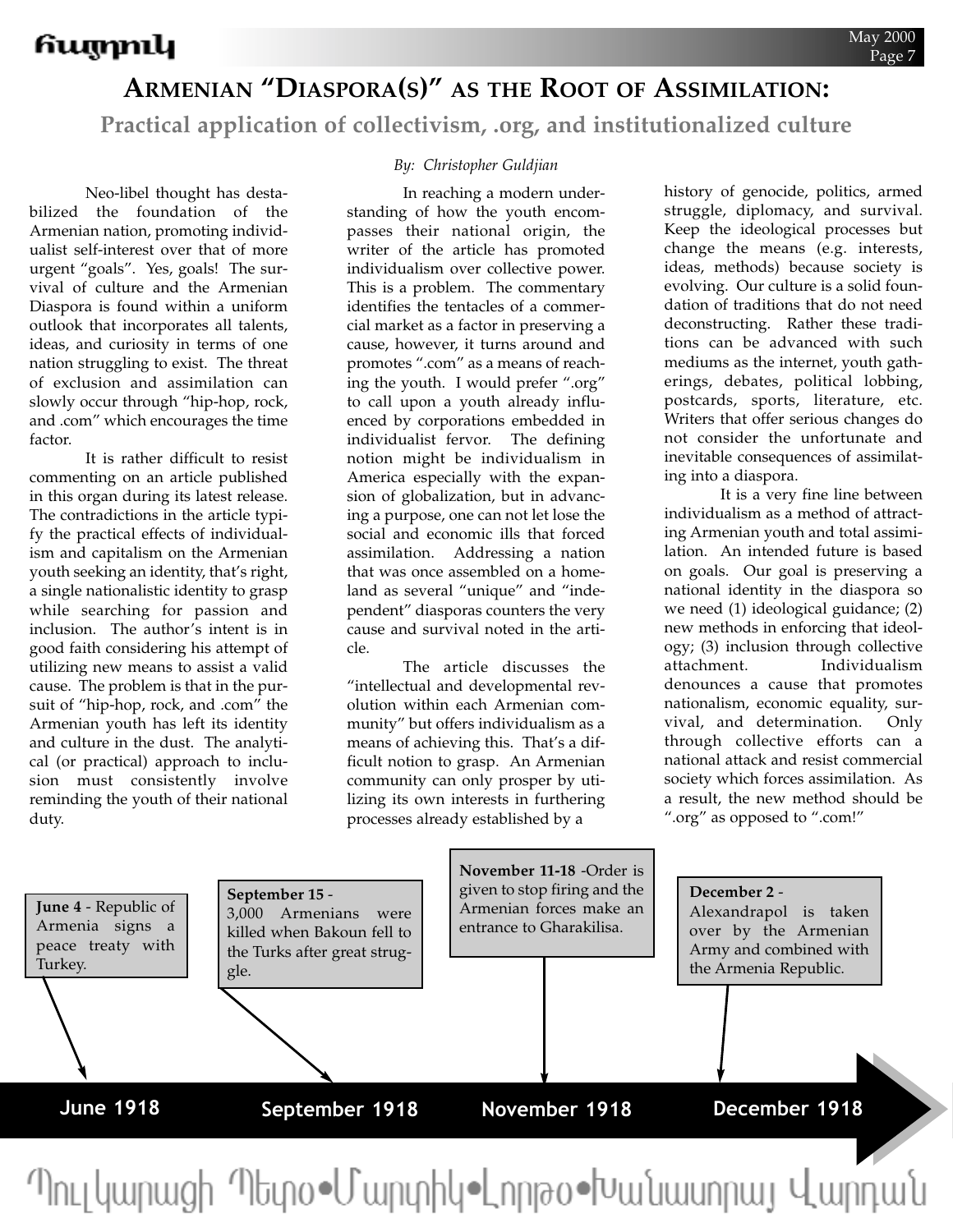# Armenian "Diaspora(s)" as the Root of Assimilation:

## Practical application of collectivism, .org, and institutionalized culture

*By: Christopher Guldjian*

Neo-libel thought has destabilized the foundation of the Armenian nation, promoting individualist self-interest over that of more urgent "goals". Yes, goals! The survival of culture and the Armenian Diaspora is found within a uniform outlook that incorporates all talents, ideas, and curiosity in terms of one nation struggling to exist. The threat of exclusion and assimilation can slowly occur through "hip-hop, rock, and .com" which encourages the time factor.

It is rather difficult to resist commenting on an article published in this organ during its latest release. The contradictions in the article typify the practical effects of individualism and capitalism on the Armenian youth seeking an identity, that's right, a single nationalistic identity to grasp while searching for passion and inclusion. The author's intent is in good faith considering his attempt of utilizing new means to assist a valid cause. The problem is that in the pursuit of "hip-hop, rock, and .com" the Armenian youth has left its identity and culture in the dust. The analytical (or practical) approach to inclusion must consistently involve reminding the youth of their national duty.

In reaching a modern understanding of how the youth encompasses their national origin, the writer of the article has promoted individualism over collective power. This is a problem. The commentary identifies the tentacles of a commercial market as a factor in preserving a cause, however, it turns around and promotes ".com" as a means of reaching the youth. I would prefer ".org" to call upon a youth already influenced by corporations embedded in individualist fervor. The defining notion might be individualism in America especially with the expansion of globalization, but in advancing a purpose, one can not let lose the social and economic ills that forced assimilation. Addressing a nation that was once assembled on a homeland as several "unique" and "independent" diasporas counters the very cause and survival noted in the article.

The article discusses the "intellectual and developmental revolution within each Armenian community" but offers individualism as a means of achieving this. That's a difficult notion to grasp. An Armenian community can only prosper by utilizing its own interests in furthering processes already established by a history of genocide, politics, armed struggle, diplomacy, and survival. Keep the ideological processes but change the means (e.g. interests, ideas, methods) because society is evolving. Our culture is a solid foundation of traditions that do not need deconstructing. Rather these traditions can be advanced with such mediums as the internet, youth gatherings, debates, political lobbying, postcards, sports, literature, etc. Writers that offer serious changes do not consider the unfortunate and inevitable consequences of assimilating into a diaspora.

It is a very fine line between individualism as a method of attracting Armenian youth and total assimilation. An intended future is based on goals. Our goal is preserving a national identity in the diaspora so we need (1) ideological guidance; (2) new methods in enforcing that ideology; (3) inclusion through collective attachment. Individualism denounces a cause that promotes nationalism, economic equality, survival, and determination. Only through collective efforts can a national attack and resist commercial society which forces assimilation. As a result, the new method should be ".org" as opposed to ".com!"

**June 1918**

**June 4** - Republic of Armenia signs a peace treaty with Turkey.

**September 1918**

**September 15** - 3,000 Armenians were killed when Bakoun fell to the Turks after great struggle.

**November 1918**

**November 11-18** -Order is given to stop firing and the Armenian forces make an entrance to Gharakilisa.

**December 1918**

**December 2** - Alexandrapol is taken over by the Armenian Army and combined with the Armenia Republic.

Դուլկարացի Պետրօ•Մարտիկ•Լոռթօ•Խանասորայ Վարդան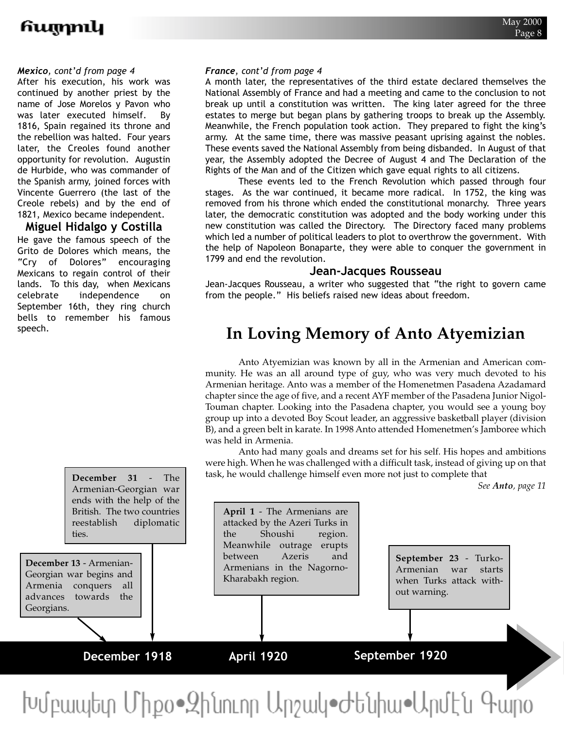***Mexico**, cont'd from page 4*

After his execution, his work was continued by another priest by the name of Jose Morelos y Pavon who was later executed himself. By 1816, Spain regained its throne and the rebellion was halted. Four years later, the Creoles found another opportunity for revolution. Augustin de Hurbide, who was commander of the Spanish army, joined forces with Vincente Guerrero (the last of the Creole rebels) and by the end of 1821, Mexico became independent.

### Miguel Hidalgo y Costilla

He gave the famous speech of the Grito de Dolores which means, the "Cry of Dolores" encouraging Mexicans to regain control of their lands. To this day, when Mexicans celebrate independence on September 16th, they ring church bells to remember his famous speech.

***France**, cont'd from page 4*

A month later, the representatives of the third estate declared themselves the National Assembly of France and had a meeting and came to the conclusion to not break up until a constitution was written. The king later agreed for the three estates to merge but began plans by gathering troops to break up the Assembly. Meanwhile, the French population took action. They prepared to fight the king's army. At the same time, there was massive peasant uprising against the nobles. These events saved the National Assembly from being disbanded. In August of that year, the Assembly adopted the Decree of August 4 and The Declaration of the Rights of the Man and of the Citizen which gave equal rights to all citizens.

These events led to the French Revolution which passed through four stages. As the war continued, it became more radical. In 1752, the king was removed from his throne which ended the constitutional monarchy. Three years later, the democratic constitution was adopted and the body working under this new constitution was called the Directory. The Directory faced many problems which led a number of political leaders to plot to overthrow the government. With the help of Napoleon Bonaparte, they were able to conquer the government in 1799 and end the revolution.

### Jean-Jacques Rousseau

Jean-Jacques Rousseau, a writer who suggested that "the right to govern came from the people." His beliefs raised new ideas about freedom.

# In Loving Memory of Anto Atyemizian

Anto Atyemizian was known by all in the Armenian and American community. He was an all around type of guy, who was very much devoted to his Armenian heritage. Anto was a member of the Homenetmen Pasadena Azadamard chapter since the age of five, and a recent AYF member of the Pasadena Junior Nigol-Touman chapter. Looking into the Pasadena chapter, you would see a young boy group up into a devoted Boy Scout leader, an aggressive basketball player (division B), and a green belt in karate. In 1998 Anto attended Homenetmen's Jamboree which was held in Armenia.

Anto had many goals and dreams set for his self. His hopes and ambitions were high. When he was challenged with a difficult task, instead of giving up on that task, he would challenge himself even more not just to complete that

*See **Anto**, page 11*

**December 1918**

**December 13** - Armenian-Georgian war begins and Armenia conquers all advances towards the Georgians.

**December 31** - The Armenian-Georgian war ends with the help of the British. The two countries reestablish diplomatic ties.

**April 1920**

**April 1** - The Armenians are attacked by the Azeri Turks in the Shoushi region. Meanwhile outrage erupts between Azeris and Armenians in the Nagorno-Kharabakh region.

**September 1920**

**September 23** - Turko-Armenian war starts when Turks attack without warning.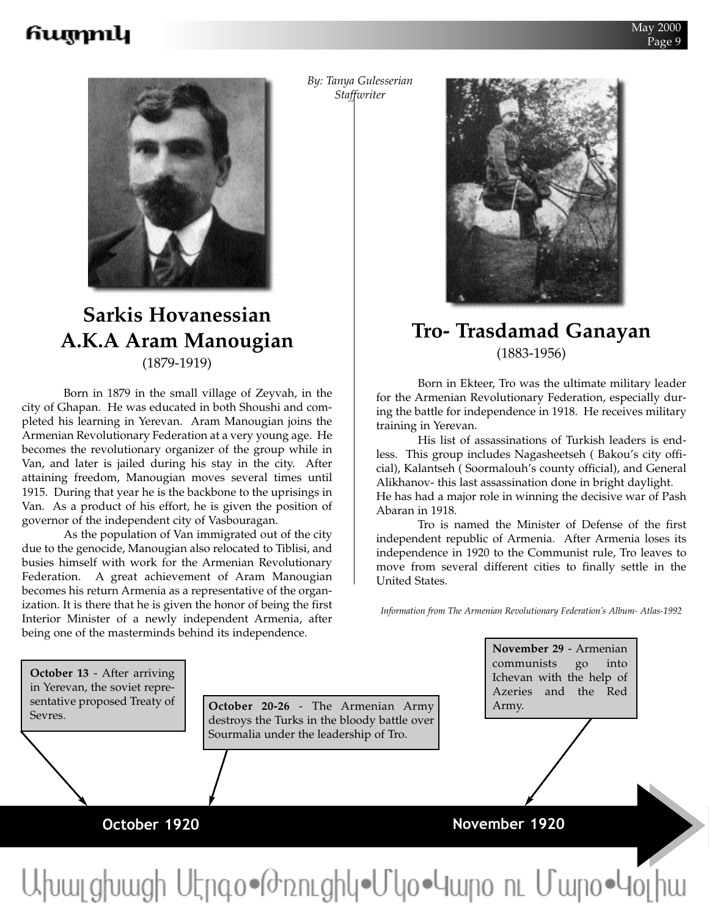*By: Tanya Gulesserian*
*Staffwriter*

## Sarkis Hovanessian A.K.A Aram Manougian

(1879-1919)

Born in 1879 in the small village of Zeyvah, in the city of Ghapan. He was educated in both Shoushi and completed his learning in Yerevan. Aram Manougian joins the Armenian Revolutionary Federation at a very young age. He becomes the revolutionary organizer of the group while in Van, and later is jailed during his stay in the city. After attaining freedom, Manougian moves several times until 1915. During that year he is the backbone to the uprisings in Van. As a product of his effort, he is given the position of governor of the independent city of Vasbouragan.

As the population of Van immigrated out of the city due to the genocide, Manougian also relocated to Tiblisi, and busies himself with work for the Armenian Revolutionary Federation. A great achievement of Aram Manougian becomes his return Armenia as a representative of the organization. It is there that he is given the honor of being the first Interior Minister of a newly independent Armenia, after being one of the masterminds behind its independence.

## Tro- Trasdamad Ganayan

(1883-1956)

Born in Ekteer, Tro was the ultimate military leader for the Armenian Revolutionary Federation, especially during the battle for independence in 1918. He receives military training in Yerevan.

His list of assassinations of Turkish leaders is endless. This group includes Nagasheetseh ( Bakou's city official), Kalantseh ( Soormalouh's county official), and General Alikhanov- this last assassination done in bright daylight.
He has had a major role in winning the decisive war of Pash Abaran in 1918.

Tro is named the Minister of Defense of the first independent republic of Armenia. After Armenia loses its independence in 1920 to the Communist rule, Tro leaves to move from several different cities to finally settle in the United States.

*Information from The Armenian Revolutionary Federation's Album- Atlas-1992*

**October 13** - After arriving in Yerevan, the soviet representative proposed Treaty of Sevres.

**October 20-26** - The Armenian Army destroys the Turks in the bloody battle over Sourmalia under the leadership of Tro.

**November 29** - Armenian communists go into Ichevan with the help of Azeries and the Red Army.

**October 1920** — **November 1920**

Ախալցխացի Սէրգօ•Օրջոնիկիձէ•Միքօ•Կարօ ու Մարօ•Կօլխա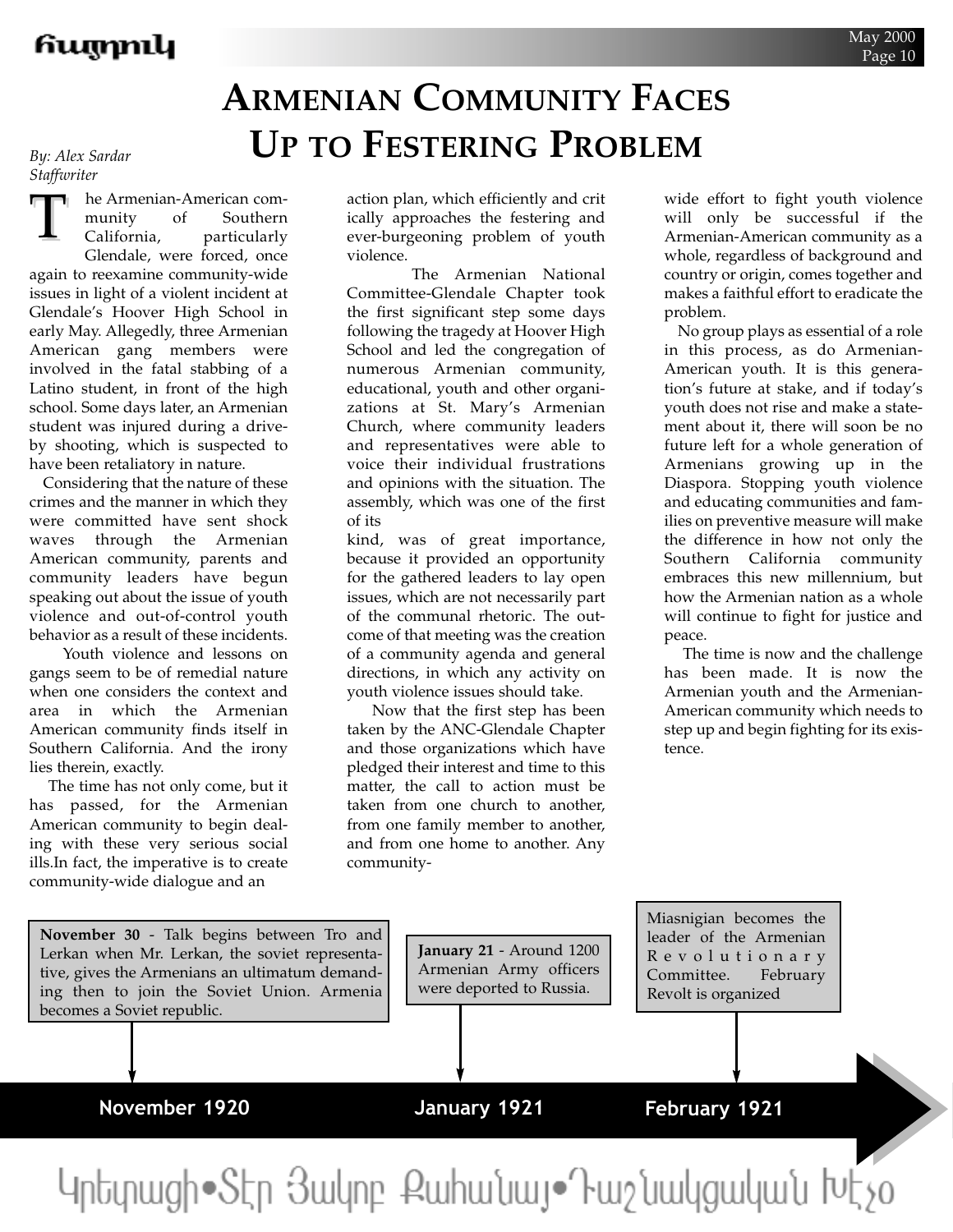# Armenian Community Faces Up to Festering Problem

*By: Alex Sardar*
*Staffwriter*

The Armenian-American community of Southern California, particularly Glendale, were forced, once again to reexamine community-wide issues in light of a violent incident at Glendale's Hoover High School in early May. Allegedly, three Armenian American gang members were involved in the fatal stabbing of a Latino student, in front of the high school. Some days later, an Armenian student was injured during a drive-by shooting, which is suspected to have been retaliatory in nature.

Considering that the nature of these crimes and the manner in which they were committed have sent shock waves through the Armenian American community, parents and community leaders have begun speaking out about the issue of youth violence and out-of-control youth behavior as a result of these incidents.

Youth violence and lessons on gangs seem to be of remedial nature when one considers the context and area in which the Armenian American community finds itself in Southern California. And the irony lies therein, exactly.

The time has not only come, but it has passed, for the Armenian American community to begin dealing with these very serious social ills.In fact, the imperative is to create community-wide dialogue and an action plan, which efficiently and critically approaches the festering and ever-burgeoning problem of youth violence.

The Armenian National Committee-Glendale Chapter took the first significant step some days following the tragedy at Hoover High School and led the congregation of numerous Armenian community, educational, youth and other organizations at St. Mary's Armenian Church, where community leaders and representatives were able to voice their individual frustrations and opinions with the situation. The assembly, which was one of the first of its kind, was of great importance, because it provided an opportunity for the gathered leaders to lay open issues, which are not necessarily part of the communal rhetoric. The outcome of that meeting was the creation of a community agenda and general directions, in which any activity on youth violence issues should take.

Now that the first step has been taken by the ANC-Glendale Chapter and those organizations which have pledged their interest and time to this matter, the call to action must be taken from one church to another, from one family member to another, and from one home to another. Any community-wide effort to fight youth violence will only be successful if the Armenian-American community as a whole, regardless of background and country or origin, comes together and makes a faithful effort to eradicate the problem.

No group plays as essential of a role in this process, as do Armenian-American youth. It is this generation's future at stake, and if today's youth does not rise and make a statement about it, there will soon be no future left for a whole generation of Armenians growing up in the Diaspora. Stopping youth violence and educating communities and families on preventive measure will make the difference in how not only the Southern California community embraces this new millennium, but how the Armenian nation as a whole will continue to fight for justice and peace.

The time is now and the challenge has been made. It is now the Armenian youth and the Armenian-American community which needs to step up and begin fighting for its existence.

---

**November 1920**

**November 30** - Talk begins between Tro and Lerkan when Mr. Lerkan, the soviet representative, gives the Armenians an ultimatum demanding then to join the Soviet Union. Armenia becomes a Soviet republic.

**January 1921**

**January 21** - Around 1200 Armenian Army officers were deported to Russia.

**February 1921**

Miasnigian becomes the leader of the Armenian Revolutionary Committee. February Revolt is organized

Կրեկացի•Տէր Յակոբ Քահանայ•Դաշնակցական Խէչօ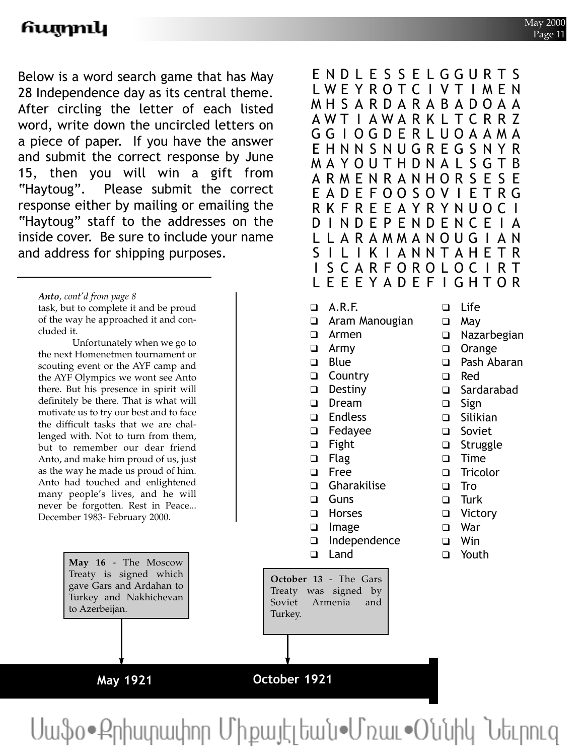Below is a word search game that has May 28 Independence day as its central theme. After circling the letter of each listed word, write down the uncircled letters on a piece of paper. If you have the answer and submit the correct response by June 15, then you will win a gift from "Haytoug". Please submit the correct response either by mailing or emailing the "Haytoug" staff to the addresses on the inside cover. Be sure to include your name and address for shipping purposes.

```
E N D L E S S E L G G U R T S
L W E Y R O T C I V T I M E N
M H S A R D A R A B A D O A A
A W T I A W A R K L T C R R Z
G G I O G D E R L U O A A M A
E H N N S N U G R E G S N Y R
M A Y O U T H D N A L S G T B
A R M E N R A N H O R S E S E
E A D E F O O S O V I E T R G
R K F R E E A Y R Y N U O C I
D I N D E P E N D E N C E I A
L L A R A M M A N O U G I A N
S I L I K I A N N T A H E T R
I S C A R F O R O L O C I R T
L E E E Y A D E F I G H T O R
```

- ☐ A.R.F.
- ☐ Aram Manougian
- ☐ Armen
- ☐ Army
- ☐ Blue
- ☐ Country
- ☐ Destiny
- ☐ Dream
- ☐ Endless
- ☐ Fedayee
- ☐ Fight
- ☐ Flag
- ☐ Free
- ☐ Gharakilise
- ☐ Guns
- ☐ Horses
- ☐ Image
- ☐ Independence
- ☐ Land
- ☐ Life
- ☐ May
- ☐ Nazarbegian
- ☐ Orange
- ☐ Pash Abaran
- ☐ Red
- ☐ Sardarabad
- ☐ Sign
- ☐ Silikian
- ☐ Soviet
- ☐ Struggle
- ☐ Time
- ☐ Tricolor
- ☐ Tro
- ☐ Turk
- ☐ Victory
- ☐ War
- ☐ Win
- ☐ Youth

---

***Anto**, cont'd from page 8*

task, but to complete it and be proud of the way he approached it and concluded it.

Unfortunately when we go to the next Homenetmen tournament or scouting event or the AYF camp and the AYF Olympics we wont see Anto there. But his presence in spirit will definitely be there. That is what will motivate us to try our best and to face the difficult tasks that we are challenged with. Not to turn from them, but to remember our dear friend Anto, and make him proud of us, just as the way he made us proud of him. Anto had touched and enlightened many people's lives, and he will never be forgotten. Rest in Peace... December 1983- February 2000.

---

**May 1921**

**May 16** - The Moscow Treaty is signed which gave Gars and Ardahan to Turkey and Nakhichevan to Azerbeijan.

**October 1921**

**October 13** - The Gars Treaty was signed by Soviet Armenia and Turkey.

Սաֆօ•Քրիստափոր Միքայէլեան•Մռաւ•Օննիկ Նեւրուզ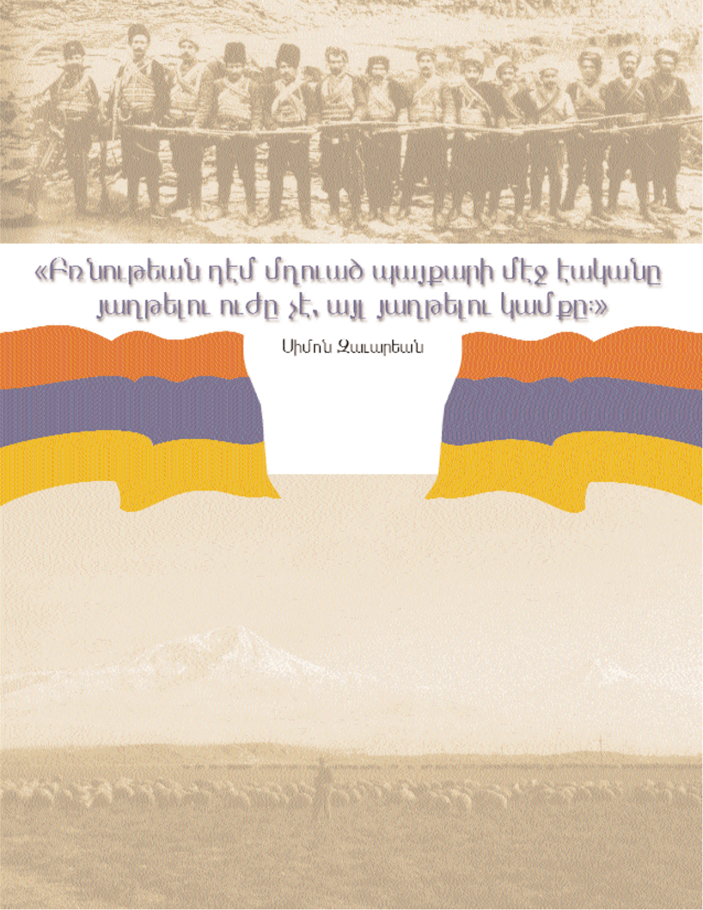«Բռնութեան դէմ մղուած պայքարի մէջ էականը յաղթելու ուժը չէ, այլ յաղթելու կամքը։»

Սիմոն Զաւարեան